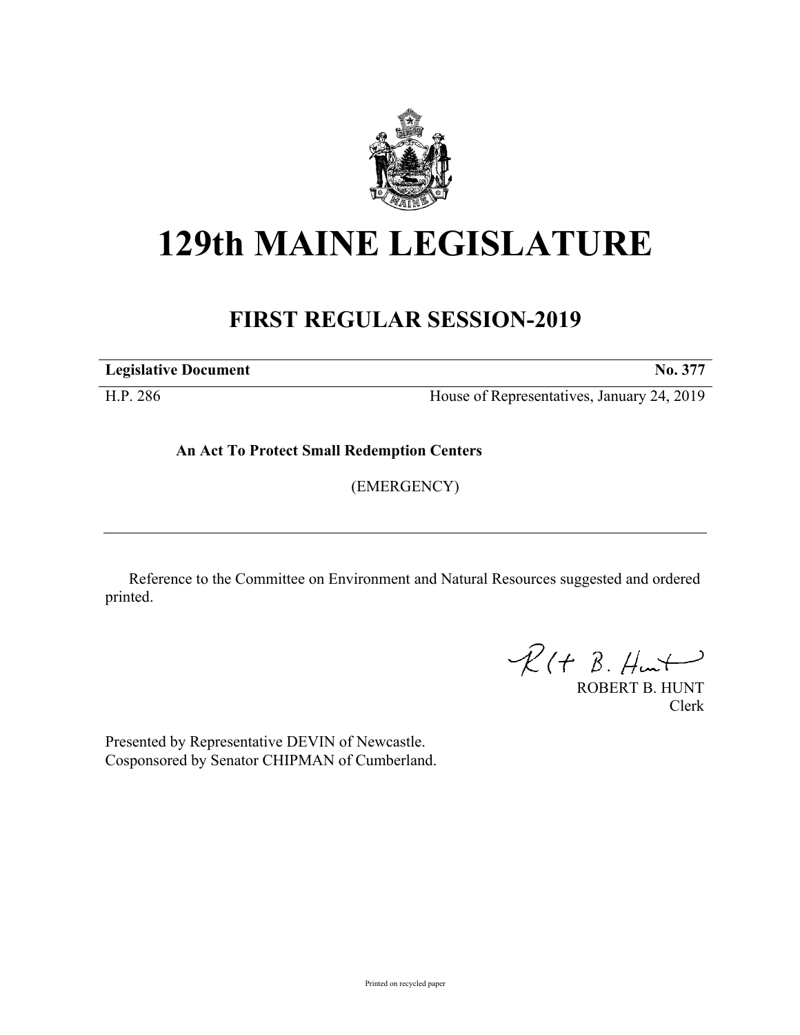# 129th MAINE LEGISLATURE

## FIRST REGULAR SESSION-2019

| **Legislative Document** | **No. 377** |
|---|---|
| H.P. 286 | House of Representatives, January 24, 2019 |

**An Act To Protect Small Redemption Centers**

(EMERGENCY)

Reference to the Committee on Environment and Natural Resources suggested and ordered printed.

ROBERT B. HUNT
Clerk

Presented by Representative DEVIN of Newcastle.
Cosponsored by Senator CHIPMAN of Cumberland.

Printed on recycled paper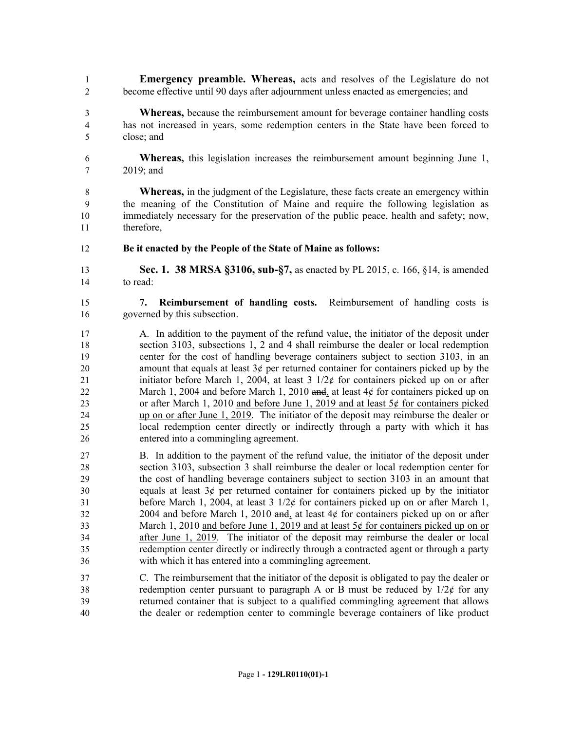**Emergency preamble. Whereas,** acts and resolves of the Legislature do not become effective until 90 days after adjournment unless enacted as emergencies; and

**Whereas,** because the reimbursement amount for beverage container handling costs has not increased in years, some redemption centers in the State have been forced to close; and

**Whereas,** this legislation increases the reimbursement amount beginning June 1, 2019; and

**Whereas,** in the judgment of the Legislature, these facts create an emergency within the meaning of the Constitution of Maine and require the following legislation as immediately necessary for the preservation of the public peace, health and safety; now, therefore,

**Be it enacted by the People of the State of Maine as follows:**

**Sec. 1. 38 MRSA §3106, sub-§7,** as enacted by PL 2015, c. 166, §14, is amended to read:

**7. Reimbursement of handling costs.** Reimbursement of handling costs is governed by this subsection.

A. In addition to the payment of the refund value, the initiator of the deposit under section 3103, subsections 1, 2 and 4 shall reimburse the dealer or local redemption center for the cost of handling beverage containers subject to section 3103, in an amount that equals at least 3¢ per returned container for containers picked up by the initiator before March 1, 2004, at least 3 1/2¢ for containers picked up on or after March 1, 2004 and before March 1, 2010 ~~and~~, at least 4¢ for containers picked up on or after March 1, 2010 <u>and before June 1, 2019 and at least 5¢ for containers picked up on or after June 1, 2019</u>. The initiator of the deposit may reimburse the dealer or local redemption center directly or indirectly through a party with which it has entered into a commingling agreement.

B. In addition to the payment of the refund value, the initiator of the deposit under section 3103, subsection 3 shall reimburse the dealer or local redemption center for the cost of handling beverage containers subject to section 3103 in an amount that equals at least 3¢ per returned container for containers picked up by the initiator before March 1, 2004, at least 3 1/2¢ for containers picked up on or after March 1, 2004 and before March 1, 2010 ~~and~~, at least 4¢ for containers picked up on or after March 1, 2010 <u>and before June 1, 2019 and at least 5¢ for containers picked up on or after June 1, 2019</u>. The initiator of the deposit may reimburse the dealer or local redemption center directly or indirectly through a contracted agent or through a party with which it has entered into a commingling agreement.

C. The reimbursement that the initiator of the deposit is obligated to pay the dealer or redemption center pursuant to paragraph A or B must be reduced by 1/2¢ for any returned container that is subject to a qualified commingling agreement that allows the dealer or redemption center to commingle beverage containers of like product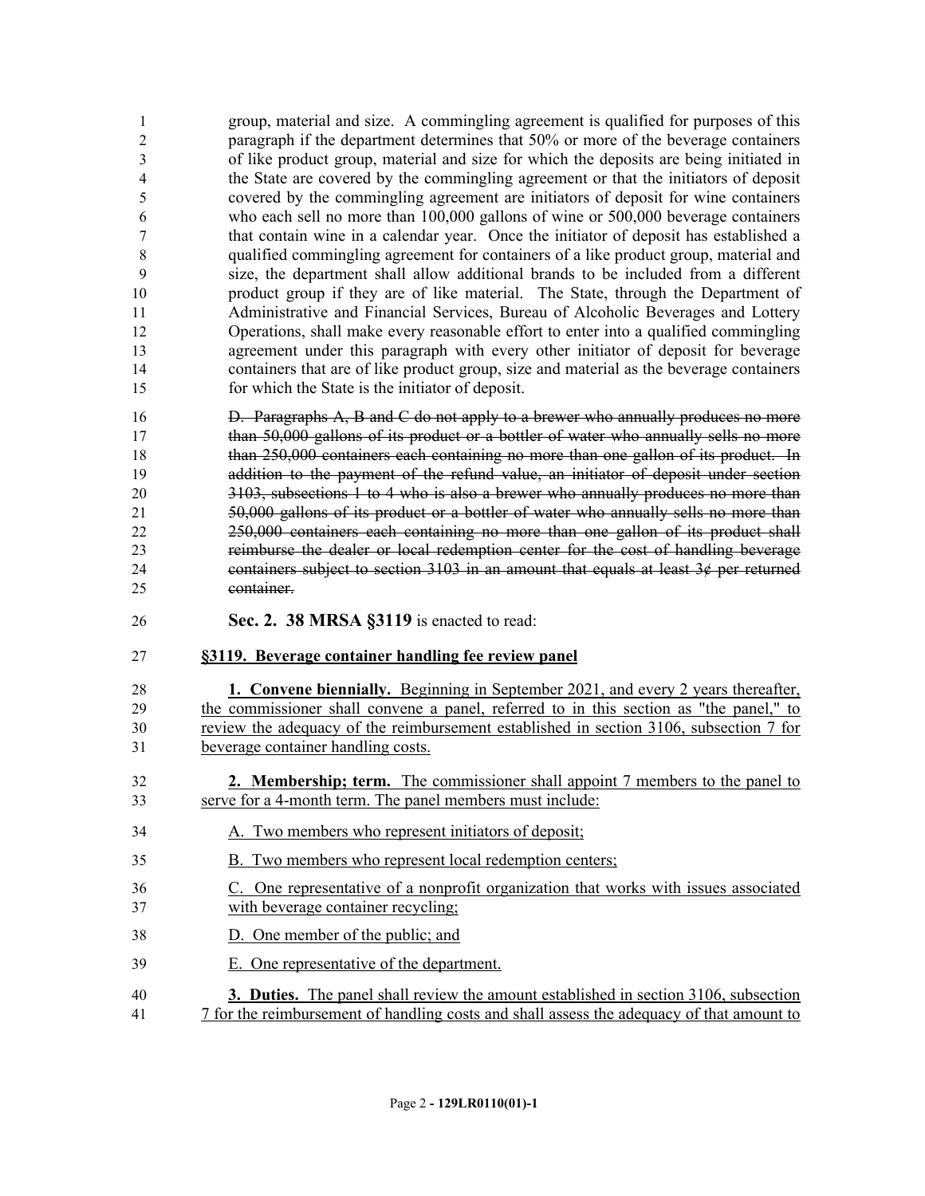group, material and size. A commingling agreement is qualified for purposes of this paragraph if the department determines that 50% or more of the beverage containers of like product group, material and size for which the deposits are being initiated in the State are covered by the commingling agreement or that the initiators of deposit covered by the commingling agreement are initiators of deposit for wine containers who each sell no more than 100,000 gallons of wine or 500,000 beverage containers that contain wine in a calendar year. Once the initiator of deposit has established a qualified commingling agreement for containers of a like product group, material and size, the department shall allow additional brands to be included from a different product group if they are of like material. The State, through the Department of Administrative and Financial Services, Bureau of Alcoholic Beverages and Lottery Operations, shall make every reasonable effort to enter into a qualified commingling agreement under this paragraph with every other initiator of deposit for beverage containers that are of like product group, size and material as the beverage containers for which the State is the initiator of deposit.

~~D. Paragraphs A, B and C do not apply to a brewer who annually produces no more than 50,000 gallons of its product or a bottler of water who annually sells no more than 250,000 containers each containing no more than one gallon of its product. In addition to the payment of the refund value, an initiator of deposit under section 3103, subsections 1 to 4 who is also a brewer who annually produces no more than 50,000 gallons of its product or a bottler of water who annually sells no more than 250,000 containers each containing no more than one gallon of its product shall reimburse the dealer or local redemption center for the cost of handling beverage containers subject to section 3103 in an amount that equals at least 3¢ per returned container.~~

**Sec. 2. 38 MRSA §3119** is enacted to read:

<u>**§3119. Beverage container handling fee review panel**</u>

<u>**1. Convene biennially.** Beginning in September 2021, and every 2 years thereafter, the commissioner shall convene a panel, referred to in this section as "the panel," to review the adequacy of the reimbursement established in section 3106, subsection 7 for beverage container handling costs.</u>

<u>**2. Membership; term.** The commissioner shall appoint 7 members to the panel to serve for a 4-month term. The panel members must include:</u>

<u>A. Two members who represent initiators of deposit;</u>

<u>B. Two members who represent local redemption centers;</u>

<u>C. One representative of a nonprofit organization that works with issues associated with beverage container recycling;</u>

<u>D. One member of the public; and</u>

<u>E. One representative of the department.</u>

<u>**3. Duties.** The panel shall review the amount established in section 3106, subsection 7 for the reimbursement of handling costs and shall assess the adequacy of that amount to</u>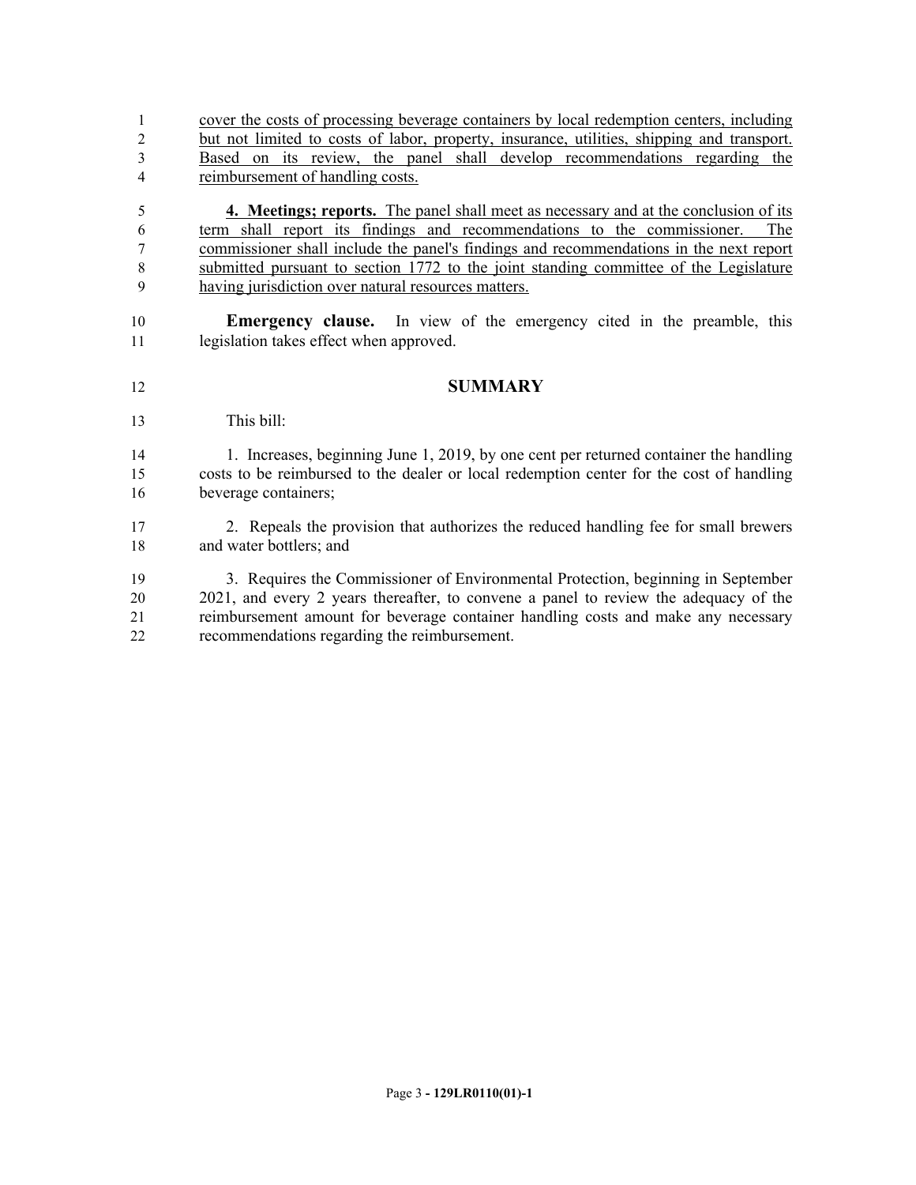cover the costs of processing beverage containers by local redemption centers, including but not limited to costs of labor, property, insurance, utilities, shipping and transport. Based on its review, the panel shall develop recommendations regarding the reimbursement of handling costs.

**4. Meetings; reports.** The panel shall meet as necessary and at the conclusion of its term shall report its findings and recommendations to the commissioner. The commissioner shall include the panel's findings and recommendations in the next report submitted pursuant to section 1772 to the joint standing committee of the Legislature having jurisdiction over natural resources matters.

**Emergency clause.** In view of the emergency cited in the preamble, this legislation takes effect when approved.

## SUMMARY

This bill:

1. Increases, beginning June 1, 2019, by one cent per returned container the handling costs to be reimbursed to the dealer or local redemption center for the cost of handling beverage containers;

2. Repeals the provision that authorizes the reduced handling fee for small brewers and water bottlers; and

3. Requires the Commissioner of Environmental Protection, beginning in September 2021, and every 2 years thereafter, to convene a panel to review the adequacy of the reimbursement amount for beverage container handling costs and make any necessary recommendations regarding the reimbursement.